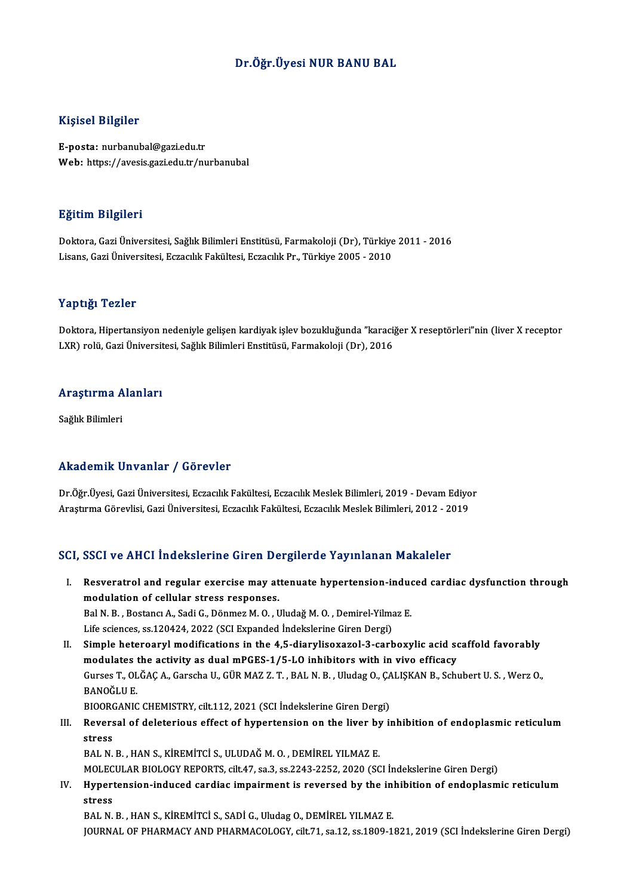# Dr.Öğr.Üyesi NUR BANU BAL

## Kişisel Bilgiler

**E-posta:** nurbanubal@gazi.edu.tr
**Web:** https://avesis.gazi.edu.tr/nurbanubal

## Eğitim Bilgileri

Doktora, Gazi Üniversitesi, Sağlık Bilimleri Enstitüsü, Farmakoloji (Dr), Türkiye 2011 - 2016
Lisans, Gazi Üniversitesi, Eczacılık Fakültesi, Eczacılık Pr., Türkiye 2005 - 2010

## Yaptığı Tezler

Doktora, Hipertansiyon nedeniyle gelişen kardiyak işlev bozukluğunda "karaciğer X reseptörleri"nin (liver X receptor LXR) rolü, Gazi Üniversitesi, Sağlık Bilimleri Enstitüsü, Farmakoloji (Dr), 2016

## Araştırma Alanları

Sağlık Bilimleri

## Akademik Unvanlar / Görevler

Dr.Öğr.Üyesi, Gazi Üniversitesi, Eczacılık Fakültesi, Eczacılık Meslek Bilimleri, 2019 - Devam Ediyor
Araştırma Görevlisi, Gazi Üniversitesi, Eczacılık Fakültesi, Eczacılık Meslek Bilimleri, 2012 - 2019

## SCI, SSCI ve AHCI İndekslerine Giren Dergilerde Yayınlanan Makaleler

I. **Resveratrol and regular exercise may attenuate hypertension-induced cardiac dysfunction through modulation of cellular stress responses.**
   Bal N. B. , Bostancı A., Sadi G., Dönmez M. O. , Uludağ M. O. , Demirel-Yilmaz E.
   Life sciences, ss.120424, 2022 (SCI Expanded İndekslerine Giren Dergi)

II. **Simple heteroaryl modifications in the 4,5-diarylisoxazol-3-carboxylic acid scaffold favorably modulates the activity as dual mPGES-1/5-LO inhibitors with in vivo efficacy**
   Gurses T., OLĞAÇ A., Garscha U., GÜR MAZ Z. T. , BAL N. B. , Uludag O., ÇALIŞKAN B., Schubert U. S. , Werz O., BANOĞLU E.
   BIOORGANIC CHEMISTRY, cilt.112, 2021 (SCI İndekslerine Giren Dergi)

III. **Reversal of deleterious effect of hypertension on the liver by inhibition of endoplasmic reticulum stress**
   BAL N. B. , HAN S., KİREMİTCİ S., ULUDAĞ M. O. , DEMİREL YILMAZ E.
   MOLECULAR BIOLOGY REPORTS, cilt.47, sa.3, ss.2243-2252, 2020 (SCI İndekslerine Giren Dergi)

IV. **Hypertension-induced cardiac impairment is reversed by the inhibition of endoplasmic reticulum stress**
   BAL N. B. , HAN S., KİREMİTCİ S., SADİ G., Uludag O., DEMİREL YILMAZ E.
   JOURNAL OF PHARMACY AND PHARMACOLOGY, cilt.71, sa.12, ss.1809-1821, 2019 (SCI İndekslerine Giren Dergi)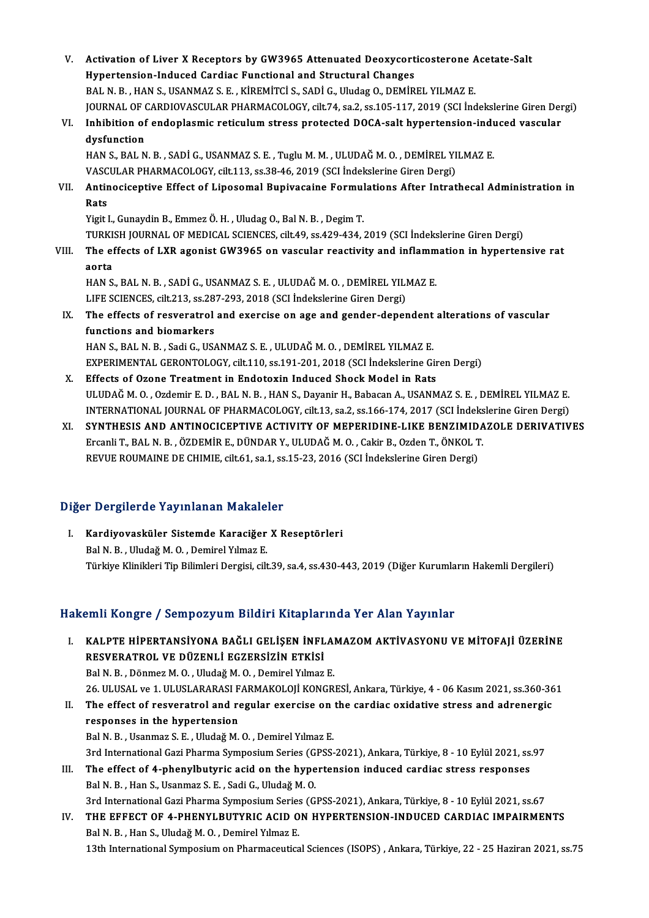V. **Activation of Liver X Receptors by GW3965 Attenuated Deoxycorticosterone Acetate-Salt Hypertension-Induced Cardiac Functional and Structural Changes**
BAL N. B. , HAN S., USANMAZ S. E. , KİREMİTCİ S., SADİ G., Uludag O., DEMİREL YILMAZ E.
JOURNAL OF CARDIOVASCULAR PHARMACOLOGY, cilt.74, sa.2, ss.105-117, 2019 (SCI İndekslerine Giren Dergi)

VI. **Inhibition of endoplasmic reticulum stress protected DOCA-salt hypertension-induced vascular dysfunction**
HAN S., BAL N. B. , SADİ G., USANMAZ S. E. , Tuglu M. M. , ULUDAĞ M. O. , DEMİREL YILMAZ E.
VASCULAR PHARMACOLOGY, cilt.113, ss.38-46, 2019 (SCI İndekslerine Giren Dergi)

VII. **Antinociceptive Effect of Liposomal Bupivacaine Formulations After Intrathecal Administration in Rats**
Yigit I., Gunaydin B., Emmez Ö. H. , Uludag O., Bal N. B. , Degim T.
TURKISH JOURNAL OF MEDICAL SCIENCES, cilt.49, ss.429-434, 2019 (SCI İndekslerine Giren Dergi)

VIII. **The effects of LXR agonist GW3965 on vascular reactivity and inflammation in hypertensive rat aorta**
HAN S., BAL N. B. , SADİ G., USANMAZ S. E. , ULUDAĞ M. O. , DEMİREL YILMAZ E.
LIFE SCIENCES, cilt.213, ss.287-293, 2018 (SCI İndekslerine Giren Dergi)

IX. **The effects of resveratrol and exercise on age and gender-dependent alterations of vascular functions and biomarkers**
HAN S., BAL N. B. , Sadi G., USANMAZ S. E. , ULUDAĞ M. O. , DEMİREL YILMAZ E.
EXPERIMENTAL GERONTOLOGY, cilt.110, ss.191-201, 2018 (SCI İndekslerine Giren Dergi)

X. **Effects of Ozone Treatment in Endotoxin Induced Shock Model in Rats**
ULUDAĞ M. O. , Ozdemir E. D. , BAL N. B. , HAN S., Dayanir H., Babacan A., USANMAZ S. E. , DEMİREL YILMAZ E.
INTERNATIONAL JOURNAL OF PHARMACOLOGY, cilt.13, sa.2, ss.166-174, 2017 (SCI İndekslerine Giren Dergi)

XI. **SYNTHESIS AND ANTINOCICEPTIVE ACTIVITY OF MEPERIDINE-LIKE BENZIMIDAZOLE DERIVATIVES**
Ercanli T., BAL N. B. , ÖZDEMİR E., DÜNDAR Y., ULUDAĞ M. O. , Cakir B., Ozden T., ÖNKOL T.
REVUE ROUMAINE DE CHIMIE, cilt.61, sa.1, ss.15-23, 2016 (SCI İndekslerine Giren Dergi)

## Diğer Dergilerde Yayınlanan Makaleler

I. **Kardiyovasküler Sistemde Karaciğer X Reseptörleri**
Bal N. B. , Uludağ M. O. , Demirel Yılmaz E.
Türkiye Klinikleri Tip Bilimleri Dergisi, cilt.39, sa.4, ss.430-443, 2019 (Diğer Kurumların Hakemli Dergileri)

## Hakemli Kongre / Sempozyum Bildiri Kitaplarında Yer Alan Yayınlar

I. **KALPTE HİPERTANSİYONA BAĞLI GELİŞEN İNFLAMAZOM AKTİVASYONU VE MİTOFAJİ ÜZERİNE RESVERATROL VE DÜZENLİ EGZERSİZİN ETKİSİ**
Bal N. B. , Dönmez M. O. , Uludağ M. O. , Demirel Yılmaz E.
26. ULUSAL ve 1. ULUSLARARASI FARMAKOLOJİ KONGRESİ, Ankara, Türkiye, 4 - 06 Kasım 2021, ss.360-361

II. **The effect of resveratrol and regular exercise on the cardiac oxidative stress and adrenergic responses in the hypertension**
Bal N. B. , Usanmaz S. E. , Uludağ M. O. , Demirel Yılmaz E.
3rd International Gazi Pharma Symposium Series (GPSS-2021), Ankara, Türkiye, 8 - 10 Eylül 2021, ss.97

III. **The effect of 4-phenylbutyric acid on the hypertension induced cardiac stress responses**
Bal N. B. , Han S., Usanmaz S. E. , Sadi G., Uludağ M. O.
3rd International Gazi Pharma Symposium Series (GPSS-2021), Ankara, Türkiye, 8 - 10 Eylül 2021, ss.67

IV. **THE EFFECT OF 4-PHENYLBUTYRIC ACID ON HYPERTENSION-INDUCED CARDIAC IMPAIRMENTS**
Bal N. B. , Han S., Uludağ M. O. , Demirel Yılmaz E.
13th International Symposium on Pharmaceutical Sciences (ISOPS) , Ankara, Türkiye, 22 - 25 Haziran 2021, ss.75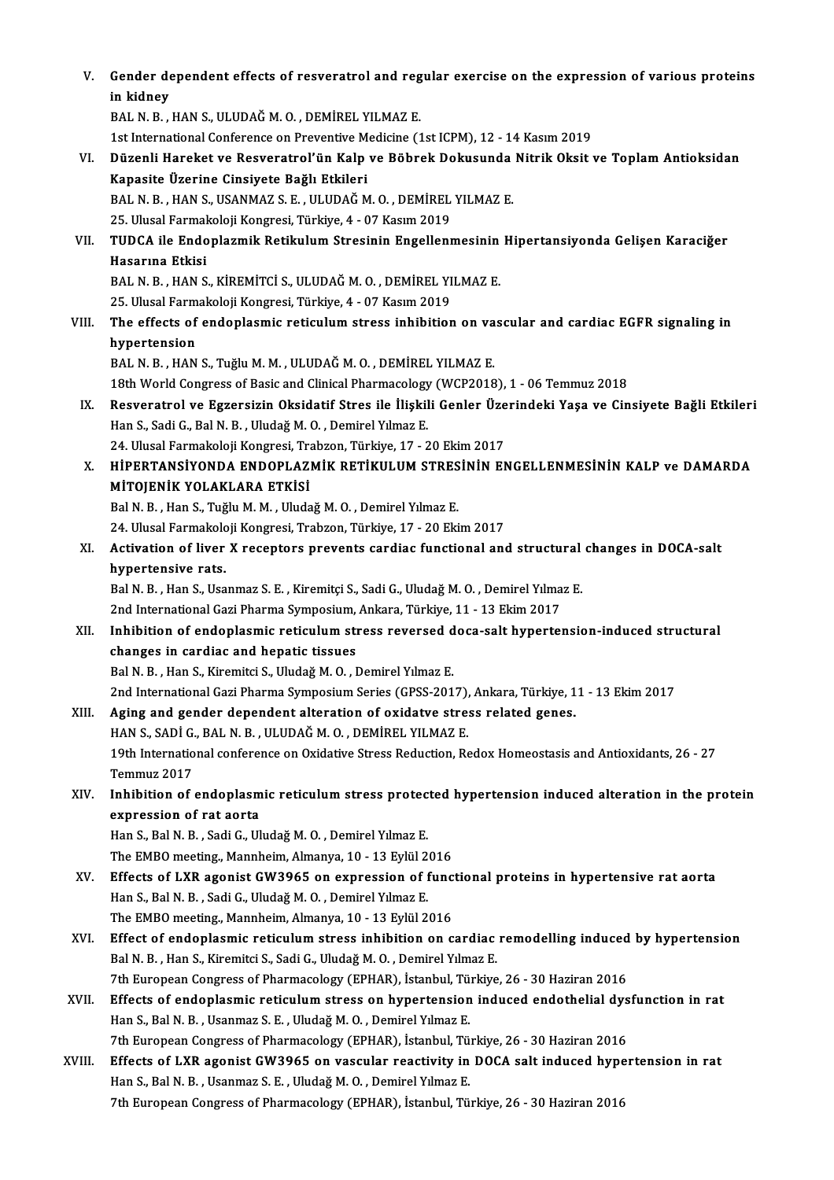V. **Gender dependent effects of resveratrol and regular exercise on the expression of various proteins in kidney**
BAL N. B. , HAN S., ULUDAĞ M. O. , DEMİREL YILMAZ E.
1st International Conference on Preventive Medicine (1st ICPM), 12 - 14 Kasım 2019

VI. **Düzenli Hareket ve Resveratrol'ün Kalp ve Böbrek Dokusunda Nitrik Oksit ve Toplam Antioksidan Kapasite Üzerine Cinsiyete Bağlı Etkileri**
BAL N. B. , HAN S., USANMAZ S. E. , ULUDAĞ M. O. , DEMİREL YILMAZ E.
25. Ulusal Farmakoloji Kongresi, Türkiye, 4 - 07 Kasım 2019

VII. **TUDCA ile Endoplazmik Retikulum Stresinin Engellenmesinin Hipertansiyonda Gelişen Karaciğer Hasarına Etkisi**
BAL N. B. , HAN S., KİREMİTCİ S., ULUDAĞ M. O. , DEMİREL YILMAZ E.
25. Ulusal Farmakoloji Kongresi, Türkiye, 4 - 07 Kasım 2019

VIII. **The effects of endoplasmic reticulum stress inhibition on vascular and cardiac EGFR signaling in hypertension**
BAL N. B. , HAN S., Tuğlu M. M. , ULUDAĞ M. O. , DEMİREL YILMAZ E.
18th World Congress of Basic and Clinical Pharmacology (WCP2018), 1 - 06 Temmuz 2018

IX. **Resveratrol ve Egzersizin Oksidatif Stres ile İlişkili Genler Üzerindeki Yaşa ve Cinsiyete Bağlı Etkileri**
Han S., Sadi G., Bal N. B. , Uludağ M. O. , Demirel Yılmaz E.
24. Ulusal Farmakoloji Kongresi, Trabzon, Türkiye, 17 - 20 Ekim 2017

X. **HİPERTANSİYONDA ENDOPLAZMİK RETİKULUM STRESİNİN ENGELLENMESİNİN KALP ve DAMARDA MİTOJENİK YOLAKLARA ETKİSİ**
Bal N. B. , Han S., Tuğlu M. M. , Uludağ M. O. , Demirel Yılmaz E.
24. Ulusal Farmakoloji Kongresi, Trabzon, Türkiye, 17 - 20 Ekim 2017

XI. **Activation of liver X receptors prevents cardiac functional and structural changes in DOCA-salt hypertensive rats.**
Bal N. B. , Han S., Usanmaz S. E. , Kiremitçi S., Sadi G., Uludağ M. O. , Demirel Yılmaz E.
2nd International Gazi Pharma Symposium, Ankara, Türkiye, 11 - 13 Ekim 2017

XII. **Inhibition of endoplasmic reticulum stress reversed doca-salt hypertension-induced structural changes in cardiac and hepatic tissues**
Bal N. B. , Han S., Kiremitci S., Uludağ M. O. , Demirel Yılmaz E.
2nd International Gazi Pharma Symposium Series (GPSS-2017), Ankara, Türkiye, 11 - 13 Ekim 2017

XIII. **Aging and gender dependent alteration of oxidatve stress related genes.**
HAN S., SADİ G., BAL N. B. , ULUDAĞ M. O. , DEMİREL YILMAZ E.
19th International conference on Oxidative Stress Reduction, Redox Homeostasis and Antioxidants, 26 - 27 Temmuz 2017

XIV. **Inhibition of endoplasmic reticulum stress protected hypertension induced alteration in the protein expression of rat aorta**
Han S., Bal N. B. , Sadi G., Uludağ M. O. , Demirel Yılmaz E.
The EMBO meeting., Mannheim, Almanya, 10 - 13 Eylül 2016

XV. **Effects of LXR agonist GW3965 on expression of functional proteins in hypertensive rat aorta**
Han S., Bal N. B. , Sadi G., Uludağ M. O. , Demirel Yılmaz E.
The EMBO meeting., Mannheim, Almanya, 10 - 13 Eylül 2016

XVI. **Effect of endoplasmic reticulum stress inhibition on cardiac remodelling induced by hypertension**
Bal N. B. , Han S., Kiremitci S., Sadi G., Uludağ M. O. , Demirel Yılmaz E.
7th European Congress of Pharmacology (EPHAR), İstanbul, Türkiye, 26 - 30 Haziran 2016

XVII. **Effects of endoplasmic reticulum stress on hypertension induced endothelial dysfunction in rat**
Han S., Bal N. B. , Usanmaz S. E. , Uludağ M. O. , Demirel Yılmaz E.
7th European Congress of Pharmacology (EPHAR), İstanbul, Türkiye, 26 - 30 Haziran 2016

XVIII. **Effects of LXR agonist GW3965 on vascular reactivity in DOCA salt induced hypertension in rat**
Han S., Bal N. B. , Usanmaz S. E. , Uludağ M. O. , Demirel Yılmaz E.
7th European Congress of Pharmacology (EPHAR), İstanbul, Türkiye, 26 - 30 Haziran 2016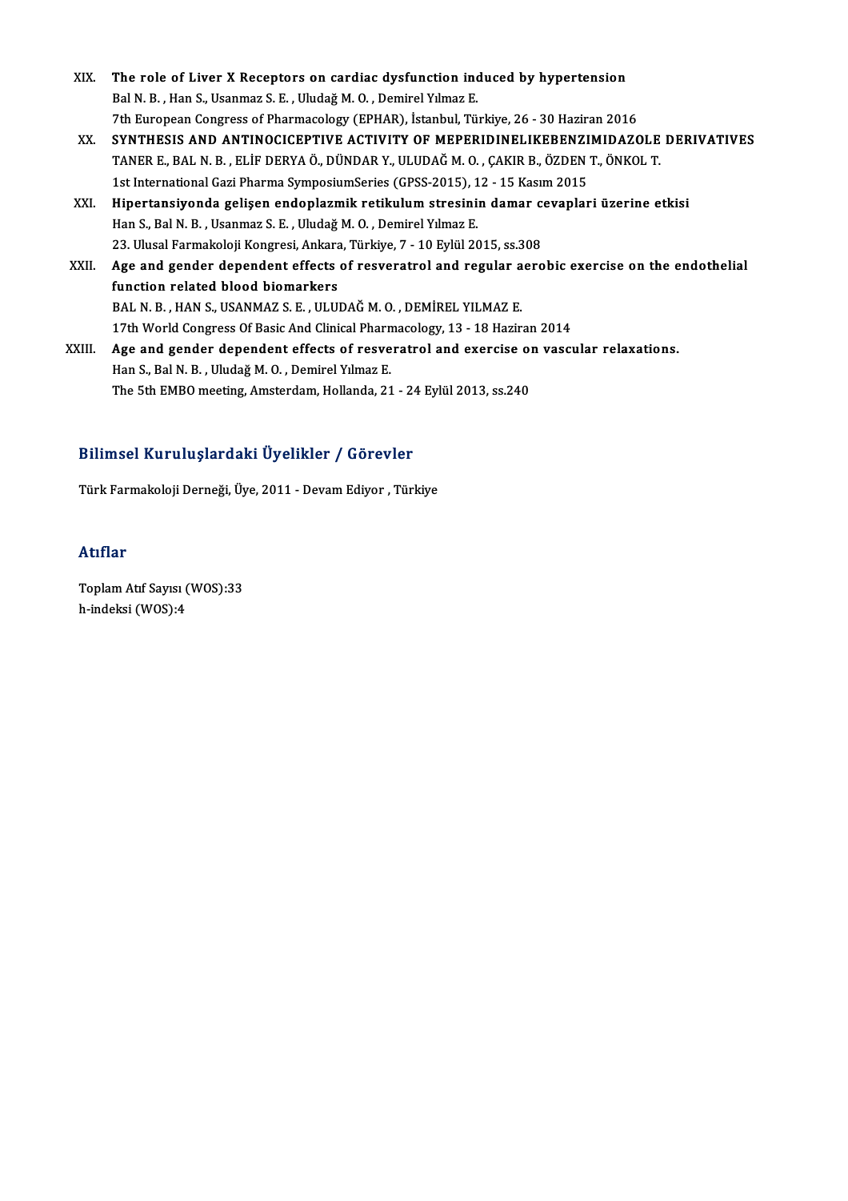XIX. **The role of Liver X Receptors on cardiac dysfunction induced by hypertension**
Bal N. B. , Han S., Usanmaz S. E. , Uludağ M. O. , Demirel Yılmaz E.
7th European Congress of Pharmacology (EPHAR), İstanbul, Türkiye, 26 - 30 Haziran 2016

XX. **SYNTHESIS AND ANTINOCICEPTIVE ACTIVITY OF MEPERIDINELIKEBENZIMIDAZOLE DERIVATIVES**
TANER E., BAL N. B. , ELİF DERYA Ö., DÜNDAR Y., ULUDAĞ M. O. , ÇAKIR B., ÖZDEN T., ÖNKOL T.
1st International Gazi Pharma SymposiumSeries (GPSS-2015), 12 - 15 Kasım 2015

XXI. **Hipertansiyonda gelişen endoplazmik retikulum stresinin damar cevaplari üzerine etkisi**
Han S., Bal N. B. , Usanmaz S. E. , Uludağ M. O. , Demirel Yılmaz E.
23. Ulusal Farmakoloji Kongresi, Ankara, Türkiye, 7 - 10 Eylül 2015, ss.308

XXII. **Age and gender dependent effects of resveratrol and regular aerobic exercise on the endothelial function related blood biomarkers**
BAL N. B. , HAN S., USANMAZ S. E. , ULUDAĞ M. O. , DEMİREL YILMAZ E.
17th World Congress Of Basic And Clinical Pharmacology, 13 - 18 Haziran 2014

XXIII. **Age and gender dependent effects of resveratrol and exercise on vascular relaxations.**
Han S., Bal N. B. , Uludağ M. O. , Demirel Yılmaz E.
The 5th EMBO meeting, Amsterdam, Hollanda, 21 - 24 Eylül 2013, ss.240

## Bilimsel Kuruluşlardaki Üyelikler / Görevler

Türk Farmakoloji Derneği, Üye, 2011 - Devam Ediyor , Türkiye

## Atıflar

Toplam Atıf Sayısı (WOS):33
h-indeksi (WOS):4